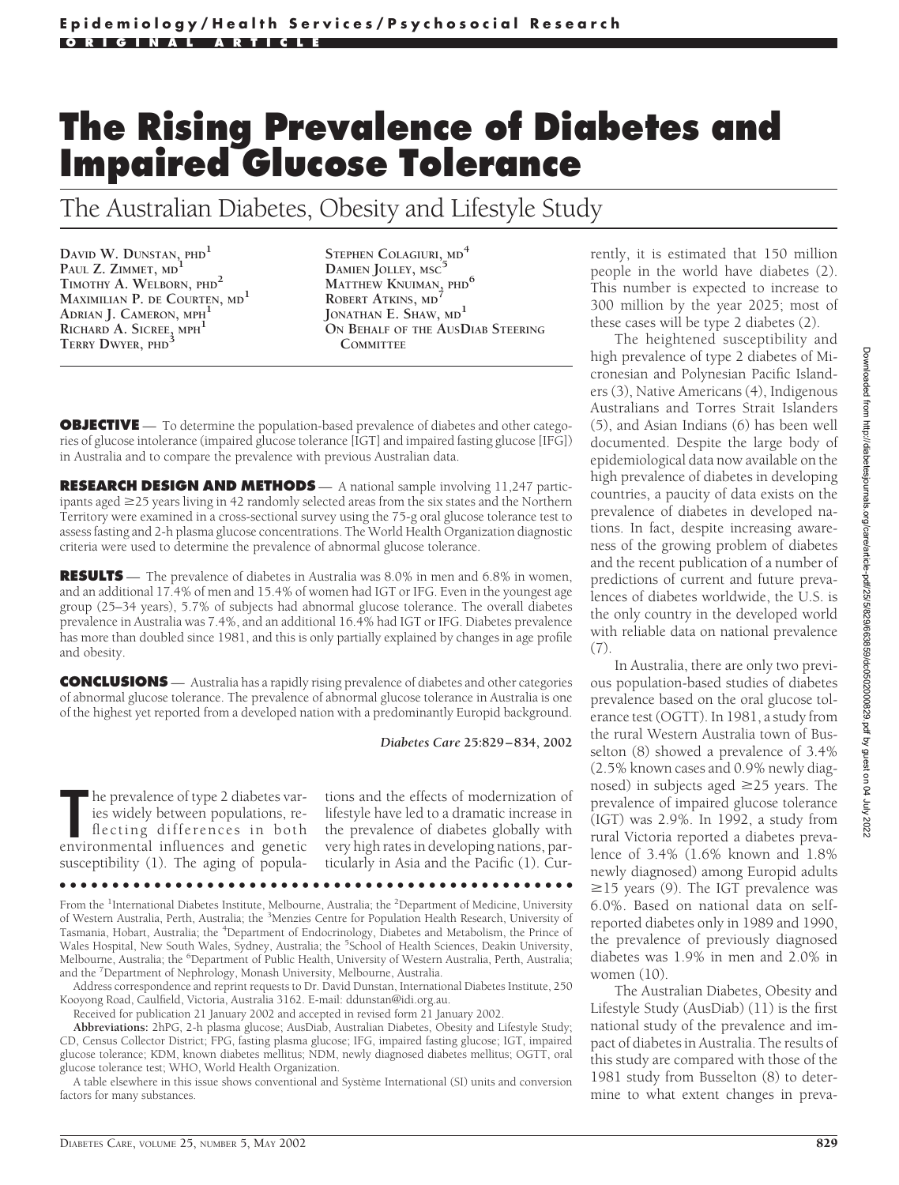# The Rising Prevalence of Diabetes and Impaired Glucose Tolerance

## The Australian Diabetes, Obesity and Lifestyle Study

David W. Dunstan, PhD[1]
Paul Z. Zimmet, MD[1]
Timothy A. Welborn, PhD[2]
Maximilian P. de Courten, MD[1]
Adrian J. Cameron, MPH[1]
Richard A. Sicree, MPH[1]
Terry Dwyer, PhD[3]
Stephen Colagiuri, MD[4]
Damien Jolley, MSc[5]
Matthew Knuiman, PhD[6]
Robert Atkins, MD[7]
Jonathan E. Shaw, MD[1]
On Behalf of the AusDiab Steering Committee

**OBJECTIVE** — To determine the population-based prevalence of diabetes and other categories of glucose intolerance (impaired glucose tolerance [IGT] and impaired fasting glucose [IFG]) in Australia and to compare the prevalence with previous Australian data.

**RESEARCH DESIGN AND METHODS** — A national sample involving 11,247 participants aged ≥25 years living in 42 randomly selected areas from the six states and the Northern Territory were examined in a cross-sectional survey using the 75-g oral glucose tolerance test to assess fasting and 2-h plasma glucose concentrations. The World Health Organization diagnostic criteria were used to determine the prevalence of abnormal glucose tolerance.

**RESULTS** — The prevalence of diabetes in Australia was 8.0% in men and 6.8% in women, and an additional 17.4% of men and 15.4% of women had IGT or IFG. Even in the youngest age group (25–34 years), 5.7% of subjects had abnormal glucose tolerance. The overall diabetes prevalence in Australia was 7.4%, and an additional 16.4% had IGT or IFG. Diabetes prevalence has more than doubled since 1981, and this is only partially explained by changes in age profile and obesity.

**CONCLUSIONS** — Australia has a rapidly rising prevalence of diabetes and other categories of abnormal glucose tolerance. The prevalence of abnormal glucose tolerance in Australia is one of the highest yet reported from a developed nation with a predominantly Europid background.

*Diabetes Care* **25:**829–834, 2002

The prevalence of type 2 diabetes varies widely between populations, reflecting differences in both environmental influences and genetic susceptibility (1). The aging of populations and the effects of modernization of lifestyle have led to a dramatic increase in the prevalence of diabetes globally with very high rates in developing nations, particularly in Asia and the Pacific (1). Currently, it is estimated that 150 million people in the world have diabetes (2). This number is expected to increase to 300 million by the year 2025; most of these cases will be type 2 diabetes (2).

The heightened susceptibility and high prevalence of type 2 diabetes of Micronesian and Polynesian Pacific Islanders (3), Native Americans (4), Indigenous Australians and Torres Strait Islanders (5), and Asian Indians (6) has been well documented. Despite the large body of epidemiological data now available on the high prevalence of diabetes in developing countries, a paucity of data exists on the prevalence of diabetes in developed nations. In fact, despite increasing awareness of the growing problem of diabetes and the recent publication of a number of predictions of current and future prevalences of diabetes worldwide, the U.S. is the only country in the developed world with reliable data on national prevalence (7).

In Australia, there are only two previous population-based studies of diabetes prevalence based on the oral glucose tolerance test (OGTT). In 1981, a study from the rural Western Australia town of Busselton (8) showed a prevalence of 3.4% (2.5% known cases and 0.9% newly diagnosed) in subjects aged ≥25 years. The prevalence of impaired glucose tolerance (IGT) was 2.9%. In 1992, a study from rural Victoria reported a diabetes prevalence of 3.4% (1.6% known and 1.8% newly diagnosed) among Europid adults ≥15 years (9). The IGT prevalence was 6.0%. Based on national data on self-reported diabetes only in 1989 and 1990, the prevalence of previously diagnosed diabetes was 1.9% in men and 2.0% in women (10).

The Australian Diabetes, Obesity and Lifestyle Study (AusDiab) (11) is the first national study of the prevalence and impact of diabetes in Australia. The results of this study are compared with those of the 1981 study from Busselton (8) to determine to what extent changes in preva-

---

From the [1]International Diabetes Institute, Melbourne, Australia; the [2]Department of Medicine, University of Western Australia, Perth, Australia; the [3]Menzies Centre for Population Health Research, University of Tasmania, Hobart, Australia; the [4]Department of Endocrinology, Diabetes and Metabolism, the Prince of Wales Hospital, New South Wales, Sydney, Australia; the [5]School of Health Sciences, Deakin University, Melbourne, Australia; the [6]Department of Public Health, University of Western Australia, Perth, Australia; and the [7]Department of Nephrology, Monash University, Melbourne, Australia.

Address correspondence and reprint requests to Dr. David Dunstan, International Diabetes Institute, 250 Kooyong Road, Caulfield, Victoria, Australia 3162. E-mail: ddunstan@idi.org.au.

Received for publication 21 January 2002 and accepted in revised form 21 January 2002.

**Abbreviations:** 2hPG, 2-h plasma glucose; AusDiab, Australian Diabetes, Obesity and Lifestyle Study; CD, Census Collector District; FPG, fasting plasma glucose; IFG, impaired fasting glucose; IGT, impaired glucose tolerance; KDM, known diabetes mellitus; NDM, newly diagnosed diabetes mellitus; OGTT, oral glucose tolerance test; WHO, World Health Organization.

A table elsewhere in this issue shows conventional and Système International (SI) units and conversion factors for many substances.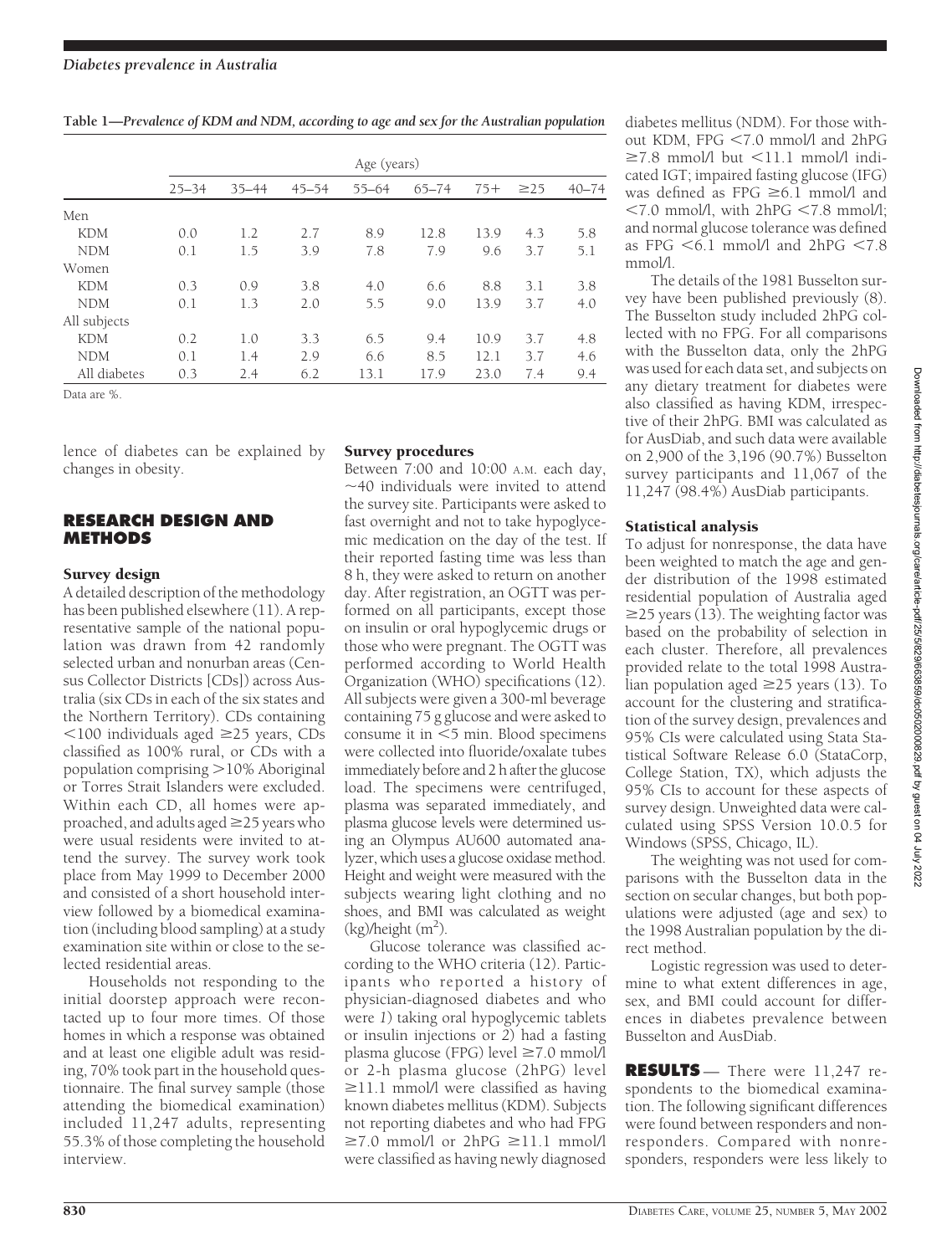**Table 1—Prevalence of KDM and NDM, according to age and sex for the Australian population**

| | Age (years) | | | | | | | |
|---|---|---|---|---|---|---|---|---|
| | 25–34 | 35–44 | 45–54 | 55–64 | 65–74 | 75+ | ≥25 | 40–74 |
| Men | | | | | | | | |
| KDM | 0.0 | 1.2 | 2.7 | 8.9 | 12.8 | 13.9 | 4.3 | 5.8 |
| NDM | 0.1 | 1.5 | 3.9 | 7.8 | 7.9 | 9.6 | 3.7 | 5.1 |
| Women | | | | | | | | |
| KDM | 0.3 | 0.9 | 3.8 | 4.0 | 6.6 | 8.8 | 3.1 | 3.8 |
| NDM | 0.1 | 1.3 | 2.0 | 5.5 | 9.0 | 13.9 | 3.7 | 4.0 |
| All subjects | | | | | | | | |
| KDM | 0.2 | 1.0 | 3.3 | 6.5 | 9.4 | 10.9 | 3.7 | 4.8 |
| NDM | 0.1 | 1.4 | 2.9 | 6.6 | 8.5 | 12.1 | 3.7 | 4.6 |
| All diabetes | 0.3 | 2.4 | 6.2 | 13.1 | 17.9 | 23.0 | 7.4 | 9.4 |

Data are %.

lence of diabetes can be explained by changes in obesity.

## RESEARCH DESIGN AND METHODS

### Survey design

A detailed description of the methodology has been published elsewhere (11). A representative sample of the national population was drawn from 42 randomly selected urban and nonurban areas (Census Collector Districts [CDs]) across Australia (six CDs in each of the six states and the Northern Territory). CDs containing <100 individuals aged ≥25 years, CDs classified as 100% rural, or CDs with a population comprising >10% Aboriginal or Torres Strait Islanders were excluded. Within each CD, all homes were approached, and adults aged ≥25 years who were usual residents were invited to attend the survey. The survey work took place from May 1999 to December 2000 and consisted of a short household interview followed by a biomedical examination (including blood sampling) at a study examination site within or close to the selected residential areas.

Households not responding to the initial doorstep approach were recontacted up to four more times. Of those homes in which a response was obtained and at least one eligible adult was residing, 70% took part in the household questionnaire. The final survey sample (those attending the biomedical examination) included 11,247 adults, representing 55.3% of those completing the household interview.

### Survey procedures

Between 7:00 and 10:00 A.M. each day, ~40 individuals were invited to attend the survey site. Participants were asked to fast overnight and not to take hypoglycemic medication on the day of the test. If their reported fasting time was less than 8 h, they were asked to return on another day. After registration, an OGTT was performed on all participants, except those on insulin or oral hypoglycemic drugs or those who were pregnant. The OGTT was performed according to World Health Organization (WHO) specifications (12). All subjects were given a 300-ml beverage containing 75 g glucose and were asked to consume it in <5 min. Blood specimens were collected into fluoride/oxalate tubes immediately before and 2 h after the glucose load. The specimens were centrifuged, plasma was separated immediately, and plasma glucose levels were determined using an Olympus AU600 automated analyzer, which uses a glucose oxidase method. Height and weight were measured with the subjects wearing light clothing and no shoes, and BMI was calculated as weight (kg)/height ($m^2$).

Glucose tolerance was classified according to the WHO criteria (12). Participants who reported a history of physician-diagnosed diabetes and who were *1*) taking oral hypoglycemic tablets or insulin injections or *2*) had a fasting plasma glucose (FPG) level ≥7.0 mmol/l or 2-h plasma glucose (2hPG) level ≥11.1 mmol/l were classified as having known diabetes mellitus (KDM). Subjects not reporting diabetes and who had FPG ≥7.0 mmol/l or 2hPG ≥11.1 mmol/l were classified as having newly diagnosed diabetes mellitus (NDM). For those without KDM, FPG <7.0 mmol/l and 2hPG ≥7.8 mmol/l but <11.1 mmol/l indicated IGT; impaired fasting glucose (IFG) was defined as FPG ≥6.1 mmol/l and <7.0 mmol/l, with 2hPG <7.8 mmol/l; and normal glucose tolerance was defined as FPG <6.1 mmol/l and 2hPG <7.8 mmol/l.

The details of the 1981 Busselton survey have been published previously (8). The Busselton study included 2hPG collected with no FPG. For all comparisons with the Busselton data, only the 2hPG was used for each data set, and subjects on any dietary treatment for diabetes were also classified as having KDM, irrespective of their 2hPG. BMI was calculated as for AusDiab, and such data were available on 2,900 of the 3,196 (90.7%) Busselton survey participants and 11,067 of the 11,247 (98.4%) AusDiab participants.

### Statistical analysis

To adjust for nonresponse, the data have been weighted to match the age and gender distribution of the 1998 estimated residential population of Australia aged ≥25 years (13). The weighting factor was based on the probability of selection in each cluster. Therefore, all prevalences provided relate to the total 1998 Australian population aged ≥25 years (13). To account for the clustering and stratification of the survey design, prevalences and 95% CIs were calculated using Stata Statistical Software Release 6.0 (StataCorp, College Station, TX), which adjusts the 95% CIs to account for these aspects of survey design. Unweighted data were calculated using SPSS Version 10.0.5 for Windows (SPSS, Chicago, IL).

The weighting was not used for comparisons with the Busselton data in the section on secular changes, but both populations were adjusted (age and sex) to the 1998 Australian population by the direct method.

Logistic regression was used to determine to what extent differences in age, sex, and BMI could account for differences in diabetes prevalence between Busselton and AusDiab.

**RESULTS** — There were 11,247 respondents to the biomedical examination. The following significant differences were found between responders and nonresponders. Compared with nonresponders, responders were less likely to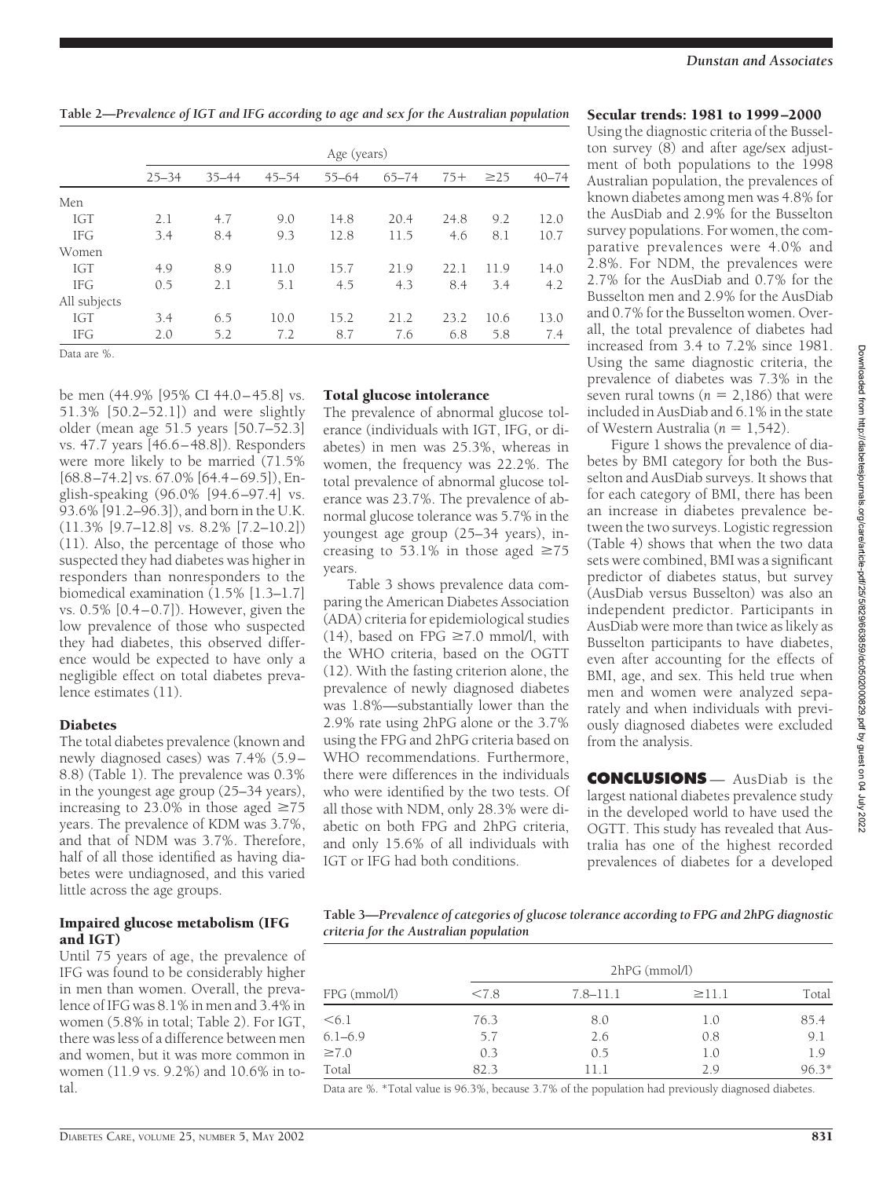**Table 2—Prevalence of IGT and IFG according to age and sex for the Australian population**

| | Age (years) | | | | | | | |
|---|---|---|---|---|---|---|---|---|
| | 25–34 | 35–44 | 45–54 | 55–64 | 65–74 | 75+ | ≥25 | 40–74 |
| Men | | | | | | | | |
| IGT | 2.1 | 4.7 | 9.0 | 14.8 | 20.4 | 24.8 | 9.2 | 12.0 |
| IFG | 3.4 | 8.4 | 9.3 | 12.8 | 11.5 | 4.6 | 8.1 | 10.7 |
| Women | | | | | | | | |
| IGT | 4.9 | 8.9 | 11.0 | 15.7 | 21.9 | 22.1 | 11.9 | 14.0 |
| IFG | 0.5 | 2.1 | 5.1 | 4.5 | 4.3 | 8.4 | 3.4 | 4.2 |
| All subjects | | | | | | | | |
| IGT | 3.4 | 6.5 | 10.0 | 15.2 | 21.2 | 23.2 | 10.6 | 13.0 |
| IFG | 2.0 | 5.2 | 7.2 | 8.7 | 7.6 | 6.8 | 5.8 | 7.4 |

Data are %.

be men (44.9% [95% CI 44.0–45.8] vs. 51.3% [50.2–52.1]) and were slightly older (mean age 51.5 years [50.7–52.3] vs. 47.7 years [46.6–48.8]). Responders were more likely to be married (71.5% [68.8–74.2] vs. 67.0% [64.4–69.5]), English-speaking (96.0% [94.6–97.4] vs. 93.6% [91.2–96.3]), and born in the U.K. (11.3% [9.7–12.8] vs. 8.2% [7.2–10.2]) (11). Also, the percentage of those who suspected they had diabetes was higher in responders than nonresponders to the biomedical examination (1.5% [1.3–1.7] vs. 0.5% [0.4–0.7]). However, given the low prevalence of those who suspected they had diabetes, this observed difference would be expected to have only a negligible effect on total diabetes prevalence estimates (11).

### Diabetes

The total diabetes prevalence (known and newly diagnosed cases) was 7.4% (5.9–8.8) (Table 1). The prevalence was 0.3% in the youngest age group (25–34 years), increasing to 23.0% in those aged ≥75 years. The prevalence of KDM was 3.7%, and that of NDM was 3.7%. Therefore, half of all those identified as having diabetes were undiagnosed, and this varied little across the age groups.

### Impaired glucose metabolism (IFG and IGT)

Until 75 years of age, the prevalence of IFG was found to be considerably higher in men than women. Overall, the prevalence of IFG was 8.1% in men and 3.4% in women (5.8% in total; Table 2). For IGT, there was less of a difference between men and women, but it was more common in women (11.9 vs. 9.2%) and 10.6% in total.

### Total glucose intolerance

The prevalence of abnormal glucose tolerance (individuals with IGT, IFG, or diabetes) in men was 25.3%, whereas in women, the frequency was 22.2%. The total prevalence of abnormal glucose tolerance was 23.7%. The prevalence of abnormal glucose tolerance was 5.7% in the youngest age group (25–34 years), increasing to 53.1% in those aged ≥75 years.

Table 3 shows prevalence data comparing the American Diabetes Association (ADA) criteria for epidemiological studies (14), based on FPG ≥7.0 mmol/l, with the WHO criteria, based on the OGTT (12). With the fasting criterion alone, the prevalence of newly diagnosed diabetes was 1.8%—substantially lower than the 2.9% rate using 2hPG alone or the 3.7% using the FPG and 2hPG criteria based on WHO recommendations. Furthermore, there were differences in the individuals who were identified by the two tests. Of all those with NDM, only 28.3% were diabetic on both FPG and 2hPG criteria, and only 15.6% of all individuals with IGT or IFG had both conditions.

### Secular trends: 1981 to 1999–2000

Using the diagnostic criteria of the Busselton survey (8) and after age/sex adjustment of both populations to the 1998 Australian population, the prevalences of known diabetes among men was 4.8% for the AusDiab and 2.9% for the Busselton survey populations. For women, the comparative prevalences were 4.0% and 2.8%. For NDM, the prevalences were 2.7% for the AusDiab and 0.7% for the Busselton men and 2.9% for the AusDiab and 0.7% for the Busselton women. Overall, the total prevalence of diabetes had increased from 3.4 to 7.2% since 1981. Using the same diagnostic criteria, the prevalence of diabetes was 7.3% in the seven rural towns ($n$ = 2,186) that were included in AusDiab and 6.1% in the state of Western Australia ($n$ = 1,542).

Figure 1 shows the prevalence of diabetes by BMI category for both the Busselton and AusDiab surveys. It shows that for each category of BMI, there has been an increase in diabetes prevalence between the two surveys. Logistic regression (Table 4) shows that when the two data sets were combined, BMI was a significant predictor of diabetes status, but survey (AusDiab versus Busselton) was also an independent predictor. Participants in AusDiab were more than twice as likely as Busselton participants to have diabetes, even after accounting for the effects of BMI, age, and sex. This held true when men and women were analyzed separately and when individuals with previously diagnosed diabetes were excluded from the analysis.

## CONCLUSIONS

— AusDiab is the largest national diabetes prevalence study in the developed world to have used the OGTT. This study has revealed that Australia has one of the highest recorded prevalences of diabetes for a developed

**Table 3—Prevalence of categories of glucose tolerance according to FPG and 2hPG diagnostic criteria for the Australian population**

| | 2hPG (mmol/l) | | | |
|---|---|---|---|---|
| FPG (mmol/l) | <7.8 | 7.8–11.1 | ≥11.1 | Total |
| <6.1 | 76.3 | 8.0 | 1.0 | 85.4 |
| 6.1–6.9 | 5.7 | 2.6 | 0.8 | 9.1 |
| ≥7.0 | 0.3 | 0.5 | 1.0 | 1.9 |
| Total | 82.3 | 11.1 | 2.9 | 96.3* |

Data are %. *Total value is 96.3%, because 3.7% of the population had previously diagnosed diabetes.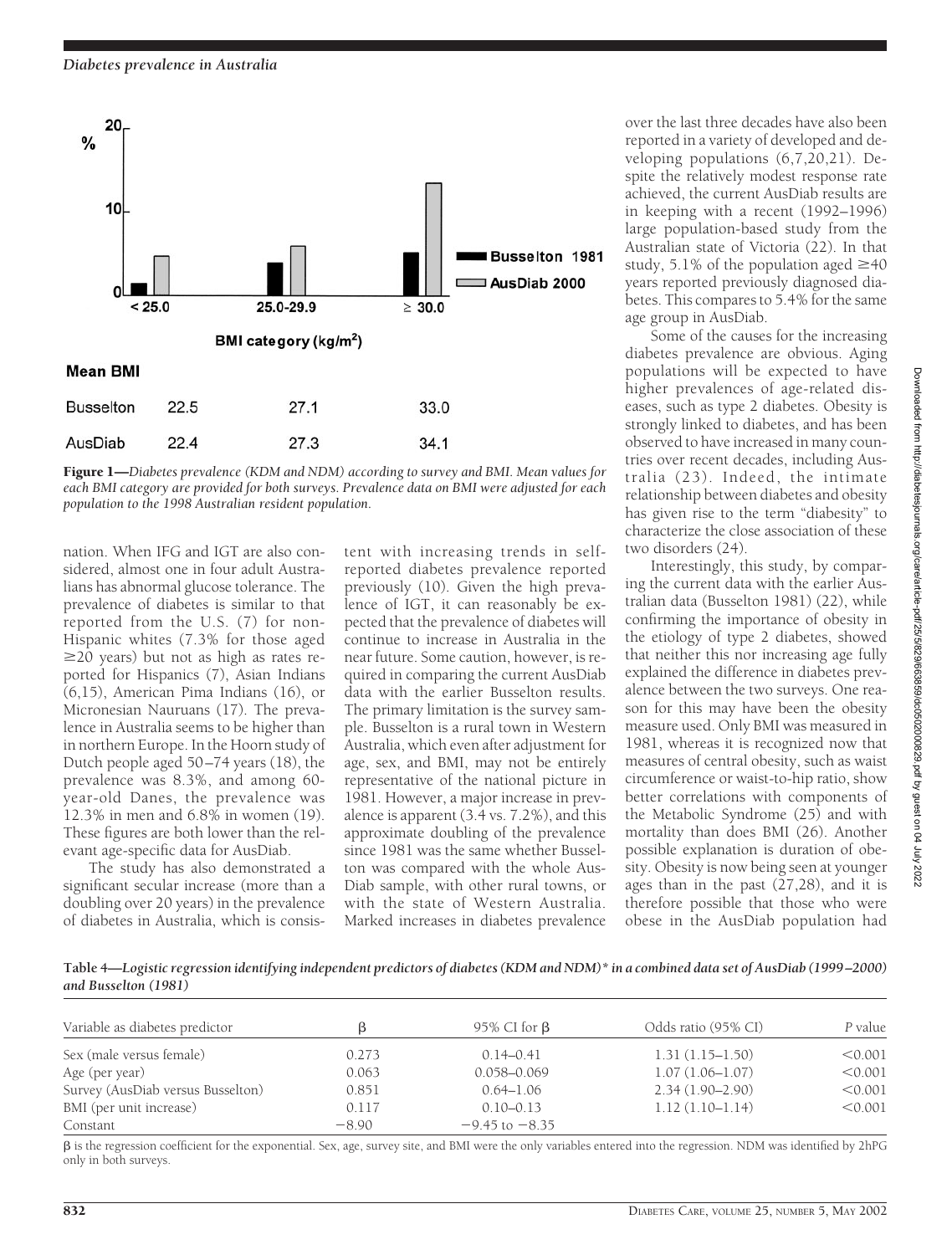Figure 1—*Diabetes prevalence (KDM and NDM) according to survey and BMI. Mean values for each BMI category are provided for both surveys. Prevalence data on BMI were adjusted for each population to the 1998 Australian resident population.*

| Mean BMI | < 25.0 | 25.0–29.9 | ≥ 30.0 |
|---|---|---|---|
| Busselton | 22.5 | 27.1 | 33.0 |
| AusDiab | 22.4 | 27.3 | 34.1 |

nation. When IFG and IGT are also considered, almost one in four adult Australians has abnormal glucose tolerance. The prevalence of diabetes is similar to that reported from the U.S. (7) for non-Hispanic whites (7.3% for those aged ≥20 years) but not as high as rates reported for Hispanics (7), Asian Indians (6,15), American Pima Indians (16), or Micronesian Nauruans (17). The prevalence in Australia seems to be higher than in northern Europe. In the Hoorn study of Dutch people aged 50–74 years (18), the prevalence was 8.3%, and among 60-year-old Danes, the prevalence was 12.3% in men and 6.8% in women (19). These figures are both lower than the relevant age-specific data for AusDiab.

The study has also demonstrated a significant secular increase (more than a doubling over 20 years) in the prevalence of diabetes in Australia, which is consistent with increasing trends in self-reported diabetes prevalence reported previously (10). Given the high prevalence of IGT, it can reasonably be expected that the prevalence of diabetes will continue to increase in Australia in the near future. Some caution, however, is required in comparing the current AusDiab data with the earlier Busselton results. The primary limitation is the survey sample. Busselton is a rural town in Western Australia, which even after adjustment for age, sex, and BMI, may not be entirely representative of the national picture in 1981. However, a major increase in prevalence is apparent (3.4 vs. 7.2%), and this approximate doubling of the prevalence since 1981 was the same whether Busselton was compared with the whole AusDiab sample, with other rural towns, or with the state of Western Australia. Marked increases in diabetes prevalence over the last three decades have also been reported in a variety of developed and developing populations (6,7,20,21). Despite the relatively modest response rate achieved, the current AusDiab results are in keeping with a recent (1992–1996) large population-based study from the Australian state of Victoria (22). In that study, 5.1% of the population aged ≥40 years reported previously diagnosed diabetes. This compares to 5.4% for the same age group in AusDiab.

Some of the causes for the increasing diabetes prevalence are obvious. Aging populations will be expected to have higher prevalences of age-related diseases, such as type 2 diabetes. Obesity is strongly linked to diabetes, and has been observed to have increased in many countries over recent decades, including Australia (23). Indeed, the intimate relationship between diabetes and obesity has given rise to the term "diabesity" to characterize the close association of these two disorders (24).

Interestingly, this study, by comparing the current data with the earlier Australian data (Busselton 1981) (22), while confirming the importance of obesity in the etiology of type 2 diabetes, showed that neither this nor increasing age fully explained the difference in diabetes prevalence between the two surveys. One reason for this may have been the obesity measure used. Only BMI was measured in 1981, whereas it is recognized now that measures of central obesity, such as waist circumference or waist-to-hip ratio, show better correlations with components of the Metabolic Syndrome (25) and with mortality than does BMI (26). Another possible explanation is duration of obesity. Obesity is now being seen at younger ages than in the past (27,28), and it is therefore possible that those who were obese in the AusDiab population had

**Table 4—*Logistic regression identifying independent predictors of diabetes (KDM and NDM)* in a combined data set of AusDiab (1999–2000) and Busselton (1981)***

| Variable as diabetes predictor | β | 95% CI for β | Odds ratio (95% CI) | *P* value |
|---|---|---|---|---|
| Sex (male versus female) | 0.273 | 0.14–0.41 | 1.31 (1.15–1.50) | <0.001 |
| Age (per year) | 0.063 | 0.058–0.069 | 1.07 (1.06–1.07) | <0.001 |
| Survey (AusDiab versus Busselton) | 0.851 | 0.64–1.06 | 2.34 (1.90–2.90) | <0.001 |
| BMI (per unit increase) | 0.117 | 0.10–0.13 | 1.12 (1.10–1.14) | <0.001 |
| Constant | −8.90 | −9.45 to −8.35 | | |

β is the regression coefficient for the exponential. Sex, age, survey site, and BMI were the only variables entered into the regression. NDM was identified by 2hPG only in both surveys.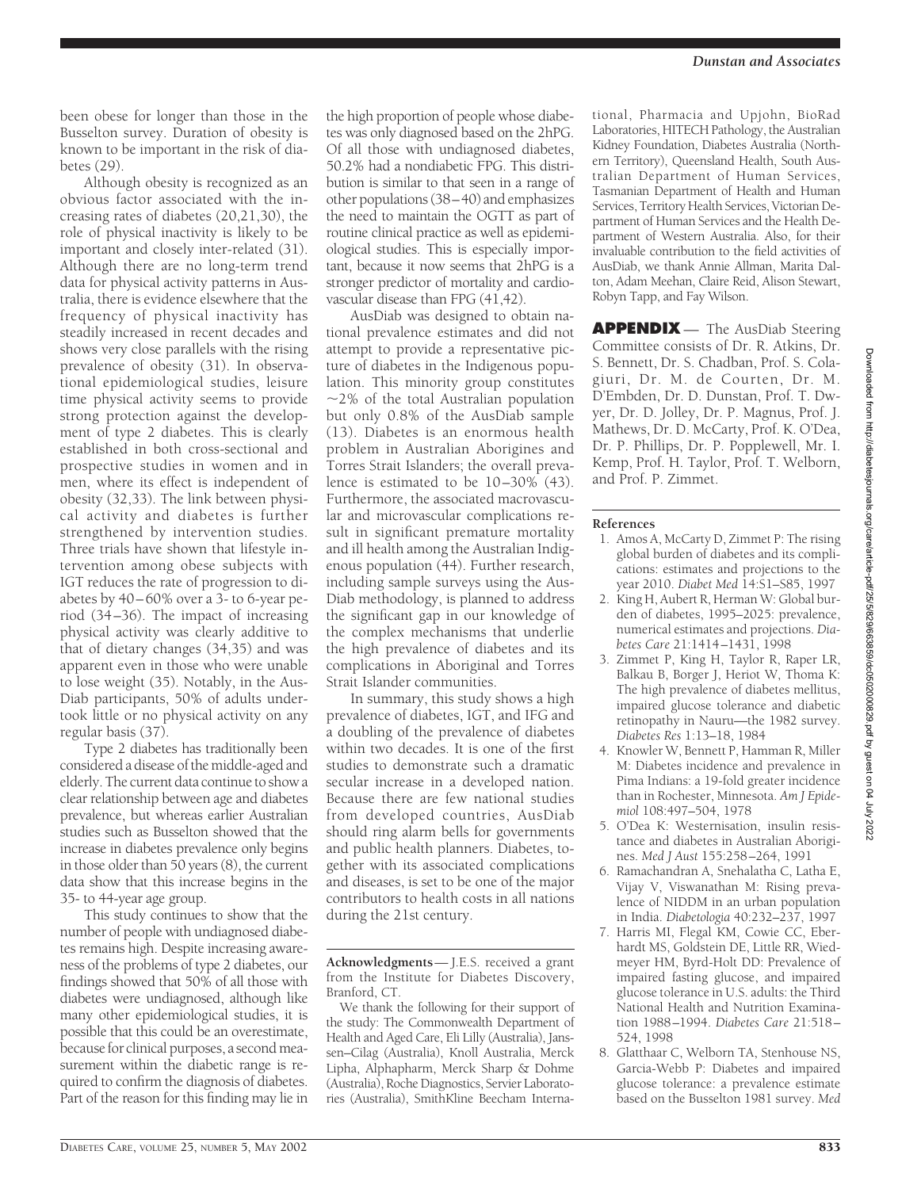been obese for longer than those in the Busselton survey. Duration of obesity is known to be important in the risk of diabetes (29).

Although obesity is recognized as an obvious factor associated with the increasing rates of diabetes (20,21,30), the role of physical inactivity is likely to be important and closely inter-related (31). Although there are no long-term trend data for physical activity patterns in Australia, there is evidence elsewhere that the frequency of physical inactivity has steadily increased in recent decades and shows very close parallels with the rising prevalence of obesity (31). In observational epidemiological studies, leisure time physical activity seems to provide strong protection against the development of type 2 diabetes. This is clearly established in both cross-sectional and prospective studies in women and in men, where its effect is independent of obesity (32,33). The link between physical activity and diabetes is further strengthened by intervention studies. Three trials have shown that lifestyle intervention among obese subjects with IGT reduces the rate of progression to diabetes by 40–60% over a 3- to 6-year period (34–36). The impact of increasing physical activity was clearly additive to that of dietary changes (34,35) and was apparent even in those who were unable to lose weight (35). Notably, in the AusDiab participants, 50% of adults undertook little or no physical activity on any regular basis (37).

Type 2 diabetes has traditionally been considered a disease of the middle-aged and elderly. The current data continue to show a clear relationship between age and diabetes prevalence, but whereas earlier Australian studies such as Busselton showed that the increase in diabetes prevalence only begins in those older than 50 years (8), the current data show that this increase begins in the 35- to 44-year age group.

This study continues to show that the number of people with undiagnosed diabetes remains high. Despite increasing awareness of the problems of type 2 diabetes, our findings showed that 50% of all those with diabetes were undiagnosed, although like many other epidemiological studies, it is possible that this could be an overestimate, because for clinical purposes, a second measurement within the diabetic range is required to confirm the diagnosis of diabetes. Part of the reason for this finding may lie in the high proportion of people whose diabetes was only diagnosed based on the 2hPG. Of all those with undiagnosed diabetes, 50.2% had a nondiabetic FPG. This distribution is similar to that seen in a range of other populations (38–40) and emphasizes the need to maintain the OGTT as part of routine clinical practice as well as epidemiological studies. This is especially important, because it now seems that 2hPG is a stronger predictor of mortality and cardiovascular disease than FPG (41,42).

AusDiab was designed to obtain national prevalence estimates and did not attempt to provide a representative picture of diabetes in the Indigenous population. This minority group constitutes ~2% of the total Australian population but only 0.8% of the AusDiab sample (13). Diabetes is an enormous health problem in Australian Aborigines and Torres Strait Islanders; the overall prevalence is estimated to be 10–30% (43). Furthermore, the associated macrovascular and microvascular complications result in significant premature mortality and ill health among the Australian Indigenous population (44). Further research, including sample surveys using the AusDiab methodology, is planned to address the significant gap in our knowledge of the complex mechanisms that underlie the high prevalence of diabetes and its complications in Aboriginal and Torres Strait Islander communities.

In summary, this study shows a high prevalence of diabetes, IGT, and IFG and a doubling of the prevalence of diabetes within two decades. It is one of the first studies to demonstrate such a dramatic secular increase in a developed nation. Because there are few national studies from developed countries, AusDiab should ring alarm bells for governments and public health planners. Diabetes, together with its associated complications and diseases, is set to be one of the major contributors to health costs in all nations during the 21st century.

---

**Acknowledgments** — J.E.S. received a grant from the Institute for Diabetes Discovery, Branford, CT.

We thank the following for their support of the study: The Commonwealth Department of Health and Aged Care, Eli Lilly (Australia), Janssen–Cilag (Australia), Knoll Australia, Merck Lipha, Alphapharm, Merck Sharp & Dohme (Australia), Roche Diagnostics, Servier Laboratories (Australia), SmithKline Beecham International, Pharmacia and Upjohn, BioRad Laboratories, HITECH Pathology, the Australian Kidney Foundation, Diabetes Australia (Northern Territory), Queensland Health, South Australian Department of Human Services, Tasmanian Department of Health and Human Services, Territory Health Services, Victorian Department of Human Services and the Health Department of Western Australia. Also, for their invaluable contribution to the field activities of AusDiab, we thank Annie Allman, Marita Dalton, Adam Meehan, Claire Reid, Alison Stewart, Robyn Tapp, and Fay Wilson.

**APPENDIX** — The AusDiab Steering Committee consists of Dr. R. Atkins, Dr. S. Bennett, Dr. S. Chadban, Prof. S. Colagiuri, Dr. M. de Courten, Dr. M. D'Embden, Dr. D. Dunstan, Prof. T. Dwyer, Dr. D. Jolley, Dr. P. Magnus, Prof. J. Mathews, Dr. D. McCarty, Prof. K. O'Dea, Dr. P. Phillips, Dr. P. Popplewell, Mr. I. Kemp, Prof. H. Taylor, Prof. T. Welborn, and Prof. P. Zimmet.

## References

1. Amos A, McCarty D, Zimmet P: The rising global burden of diabetes and its complications: estimates and projections to the year 2010. *Diabet Med* 14:S1–S85, 1997
2. King H, Aubert R, Herman W: Global burden of diabetes, 1995–2025: prevalence, numerical estimates and projections. *Diabetes Care* 21:1414–1431, 1998
3. Zimmet P, King H, Taylor R, Raper LR, Balkau B, Borger J, Heriot W, Thoma K: The high prevalence of diabetes mellitus, impaired glucose tolerance and diabetic retinopathy in Nauru—the 1982 survey. *Diabetes Res* 1:13–18, 1984
4. Knowler W, Bennett P, Hamman R, Miller M: Diabetes incidence and prevalence in Pima Indians: a 19-fold greater incidence than in Rochester, Minnesota. *Am J Epidemiol* 108:497–504, 1978
5. O'Dea K: Westernisation, insulin resistance and diabetes in Australian Aborigines. *Med J Aust* 155:258–264, 1991
6. Ramachandran A, Snehalatha C, Latha E, Vijay V, Viswanathan M: Rising prevalence of NIDDM in an urban population in India. *Diabetologia* 40:232–237, 1997
7. Harris MI, Flegal KM, Cowie CC, Eberhardt MS, Goldstein DE, Little RR, Wiedmeyer HM, Byrd-Holt DD: Prevalence of impaired fasting glucose, and impaired glucose tolerance in U.S. adults: the Third National Health and Nutrition Examination 1988–1994. *Diabetes Care* 21:518–524, 1998
8. Glatthaar C, Welborn TA, Stenhouse NS, Garcia-Webb P: Diabetes and impaired glucose tolerance: a prevalence estimate based on the Busselton 1981 survey. *Med*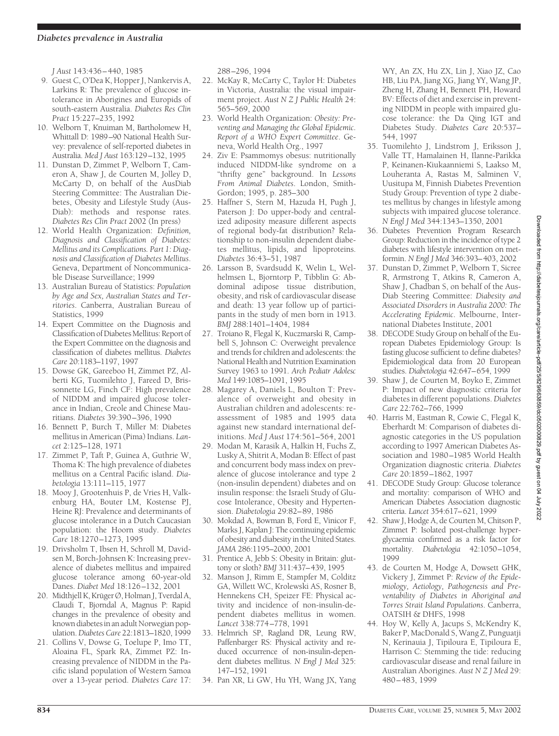*J Aust* 143:436–440, 1985

9. Guest C, O'Dea K, Hopper J, Nankervis A, Larkins R: The prevalence of glucose intolerance in Aborigines and Europids of south-eastern Australia. *Diabetes Res Clin Pract* 15:227–235, 1992
10. Welborn T, Knuiman M, Bartholomew H, Whittall D: 1989–90 National Health Survey: prevalence of self-reported diabetes in Australia. *Med J Aust* 163:129–132, 1995
11. Dunstan D, Zimmet P, Welborn T, Cameron A, Shaw J, de Courten M, Jolley D, McCarty D, on behalf of the AusDiab Steering Committee: The Australian Diabetes, Obesity and Lifestyle Study (AusDiab): methods and response rates. *Diabetes Res Clin Pract* 2002 (In press)
12. World Health Organization: *Definition, Diagnosis and Classification of Diabetes: Mellitus and its Complications. Part 1: Diagnosis and Classification of Diabetes Mellitus*. Geneva, Department of Noncommunicable Disease Surveillance; 1999
13. Australian Bureau of Statistics: *Population by Age and Sex, Australian States and Territories*. Canberra, Australian Bureau of Statistics, 1999
14. Expert Committee on the Diagnosis and Classification of Diabetes Mellitus: Report of the Expert Committee on the diagnosis and classification of diabetes mellitus. *Diabetes Care* 20:1183–1197, 1997
15. Dowse GK, Gareeboo H, Zimmet PZ, Alberti KG, Tuomilehto J, Fareed D, Brissonnette LG, Finch CF: High prevalence of NIDDM and impaired glucose tolerance in Indian, Creole and Chinese Mauritians. *Diabetes* 39:390–396, 1990
16. Bennett P, Burch T, Miller M: Diabetes mellitus in American (Pima) Indians. *Lancet* 2:125–128, 1971
17. Zimmet P, Taft P, Guinea A, Guthrie W, Thoma K: The high prevalence of diabetes mellitus on a Central Pacific island. *Diabetologia* 13:111–115, 1977
18. Mooy J, Grootenhuis P, de Vries H, Valkenburg HA, Bouter LM, Kostense PJ, Heine RJ: Prevalence and determinants of glucose intolerance in a Dutch Caucasian population: the Hoorn study. *Diabetes Care* 18:1270–1273, 1995
19. Drivsholm T, Ibsen H, Schroll M, Davidsen M, Borch-Johnsen K: Increasing prevalence of diabetes mellitus and impaired glucose tolerance among 60-year-old Danes. *Diabet Med* 18:126–132, 2001
20. Midthjell K, Krüger Ø, Holman J, Tverdal A, Claudi T, Bjorndal A, Magnus P: Rapid changes in the prevalence of obesity and known diabetes in an adult Norwegian population. *Diabetes Care* 22:1813–1820, 1999
21. Collins V, Dowse G, Toelupe P, Imo TT, Aloaina FL, Spark RA, Zimmet PZ: Increasing prevalence of NIDDM in the Pacific island population of Western Samoa over a 13-year period. *Diabetes Care* 17:288–296, 1994
22. McKay R, McCarty C, Taylor H: Diabetes in Victoria, Australia: the visual impairment project. *Aust N Z J Public Health* 24:565–569, 2000
23. World Health Organization: *Obesity: Preventing and Managing the Global Epidemic. Report of a WHO Expert Committee*. Geneva, World Health Org., 1997
24. Ziv E: Psammomys obesus: nutritionally induced NIDDM-like syndrome on a "thrifty gene" background. In *Lessons From Animal Diabetes*. London, Smith-Gordon; 1995, p. 285–300
25. Haffner S, Stern M, Hazuda H, Pugh J, Paterson J: Do upper-body and centralized adiposity measure different aspects of regional body-fat distribution? Relationship to non-insulin dependent diabetes mellitus, lipids, and lipoproteins. *Diabetes* 36:43–51, 1987
26. Larsson B, Svardsudd K, Welin L, Welhelmsen L, Bjorntorp P, Tibblin G: Abdominal adipose tissue distribution, obesity, and risk of cardiovascular disease and death: 13 year follow up of participants in the study of men born in 1913. *BMJ* 288:1401–1404, 1984
27. Troiano R, Flegal K, Kuczmarski R, Campbell S, Johnson C: Overweight prevalence and trends for children and adolescents: the National Health and Nutrition Examination Survey 1963 to 1991. *Arch Pediatr Adolesc Med* 149:1085–1091, 1995
28. Magarey A, Daniels L, Boulton T: Prevalence of overweight and obesity in Australian children and adolescents: reassessment of 1985 and 1995 data against new standard international definitions. *Med J Aust* 174:561–564, 2001
29. Modan M, Karasik A, Halkin H, Fuchs Z, Lusky A, Shitrit A, Modan B: Effect of past and concurrent body mass index on prevalence of glucose intolerance and type 2 (non-insulin dependent) diabetes and on insulin response: the Israeli Study of Glucose Intolerance, Obesity and Hypertension. *Diabetologia* 29:82–89, 1986
30. Mokdad A, Bowman B, Ford E, Vinicor F, Marks J, Kaplan J: The continuing epidemic of obesity and diabesity in the United States. *JAMA* 286:1195–2000, 2001
31. Prentice A, Jebb S: Obesity in Britain: gluttony or sloth? *BMJ* 311:437–439, 1995
32. Manson J, Rimm E, Stampfer M, Colditz GA, Willett WC, Krolewski AS, Rosner B, Hennekens CH, Speizer FE: Physical activity and incidence of non-insulin-dependent diabetes mellitus in women. *Lancet* 338:774–778, 1991
33. Helmrich SP, Ragland DR, Leung RW, Paffenbarger RS: Physical activity and reduced occurrence of non-insulin-dependent diabetes mellitus. *N Engl J Med* 325:147–152, 1991
34. Pan XR, Li GW, Hu YH, Wang JX, Yang WY, An ZX, Hu ZX, Lin J, Xiao JZ, Cao HB, Liu PA, Jiang XG, Jiang YY, Wang JP, Zheng H, Zhang H, Bennett PH, Howard BV: Effects of diet and exercise in preventing NIDDM in people with impaired glucose tolerance: the Da Qing IGT and Diabetes Study. *Diabetes Care* 20:537–544, 1997
35. Tuomilehto J, Lindstrom J, Eriksson J, Valle TT, Hamalainen H, Ilanne-Parikka P, Keinanen-Kiukaanniemi S, Laakso M, Louheranta A, Rastas M, Salminen V, Uusitupa M, Finnish Diabetes Prevention Study Group: Prevention of type 2 diabetes mellitus by changes in lifestyle among subjects with impaired glucose tolerance. *N Engl J Med* 344:1343–1350, 2001
36. Diabetes Prevention Program Research Group: Reduction in the incidence of type 2 diabetes with lifestyle intervention on metformin. *N Engl J Med* 346:393–403, 2002
37. Dunstan D, Zimmet P, Welborn T, Sicree R, Armstrong T, Atkins R, Cameron A, Shaw J, Chadban S, on behalf of the AusDiab Steering Committee: *Diabesity and Associated Disorders in Australia 2000: The Accelerating Epidemic*. Melbourne, International Diabetes Institute, 2001
38. DECODE Study Group on behalf of the European Diabetes Epidemiology Group: Is fasting glucose sufficient to define diabetes? Epidemiological data from 20 European studies. *Diabetologia* 42:647–654, 1999
39. Shaw J, de Courten M, Boyko E, Zimmet P: Impact of new diagnostic criteria for diabetes in different populations. *Diabetes Care* 22:762–766, 1999
40. Harris M, Eastman R, Cowie C, Flegal K, Eberhardt M: Comparison of diabetes diagnostic categories in the US population according to 1997 American Diabetes Association and 1980–1985 World Health Organization diagnostic criteria. *Diabetes Care* 20:1859–1862, 1997
41. DECODE Study Group: Glucose tolerance and mortality: comparison of WHO and American Diabetes Association diagnostic criteria. *Lancet* 354:617–621, 1999
42. Shaw J, Hodge A, de Courten M, Chitson P, Zimmet P: Isolated post-challenge hyperglycaemia confirmed as a risk factor for mortality. *Diabetologia* 42:1050–1054, 1999
43. de Courten M, Hodge A, Dowsett GHK, Vickery J, Zimmet P: *Review of the Epidemiology, Aetiology, Pathogenesis and Preventability of Diabetes in Aboriginal and Torres Strait Island Populations*. Canberra, OATSIH & DHFS, 1998
44. Hoy W, Kelly A, Jacups S, McKendry K, Baker P, MacDonald S, Wang Z, Punguatji N, Kerinauia J, Tipiloura E, Tipiloura E, Harrison C: Stemming the tide: reducing cardiovascular disease and renal failure in Australian Aborigines. *Aust N Z J Med* 29:480–483, 1999